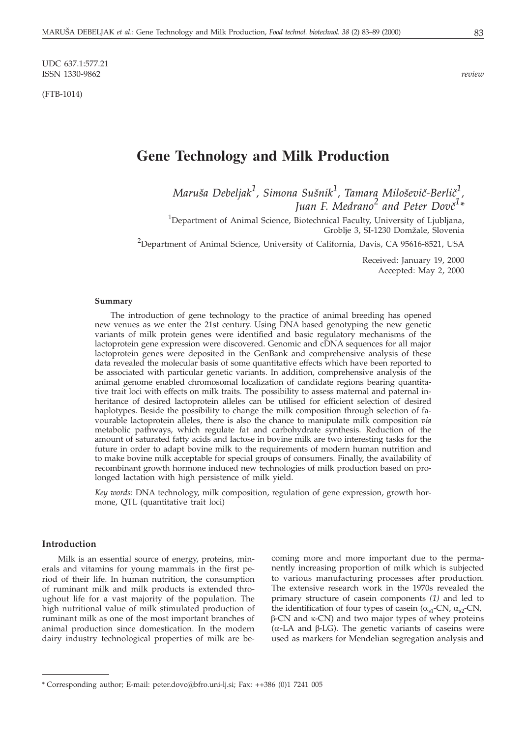UDC 637.1:577.21
ISSN 1330-9862

*review*

(FTB-1014)

# Gene Technology and Milk Production

*Maruša Debeljak[1], Simona Sušnik[1], Tamara Miloševič-Berlič[1], Juan F. Medrano[2] and Peter Dovč[1]\**

[1]Department of Animal Science, Biotechnical Faculty, University of Ljubljana, Groblje 3, SI-1230 Domžale, Slovenia

[2]Department of Animal Science, University of California, Davis, CA 95616-8521, USA

Received: January 19, 2000
Accepted: May 2, 2000

#### Summary

The introduction of gene technology to the practice of animal breeding has opened new venues as we enter the 21st century. Using DNA based genotyping the new genetic variants of milk protein genes were identified and basic regulatory mechanisms of the lactoprotein gene expression were discovered. Genomic and cDNA sequences for all major lactoprotein genes were deposited in the GenBank and comprehensive analysis of these data revealed the molecular basis of some quantitative effects which have been reported to be associated with particular genetic variants. In addition, comprehensive analysis of the animal genome enabled chromosomal localization of candidate regions bearing quantitative trait loci with effects on milk traits. The possibility to assess maternal and paternal inheritance of desired lactoprotein alleles can be utilised for efficient selection of desired haplotypes. Beside the possibility to change the milk composition through selection of favourable lactoprotein alleles, there is also the chance to manipulate milk composition *via* metabolic pathways, which regulate fat and carbohydrate synthesis. Reduction of the amount of saturated fatty acids and lactose in bovine milk are two interesting tasks for the future in order to adapt bovine milk to the requirements of modern human nutrition and to make bovine milk acceptable for special groups of consumers. Finally, the availability of recombinant growth hormone induced new technologies of milk production based on prolonged lactation with high persistence of milk yield.

*Key words*: DNA technology, milk composition, regulation of gene expression, growth hormone, QTL (quantitative trait loci)

## Introduction

Milk is an essential source of energy, proteins, minerals and vitamins for young mammals in the first period of their life. In human nutrition, the consumption of ruminant milk and milk products is extended throughout life for a vast majority of the population. The high nutritional value of milk stimulated production of ruminant milk as one of the most important branches of animal production since domestication. In the modern dairy industry technological properties of milk are becoming more and more important due to the permanently increasing proportion of milk which is subjected to various manufacturing processes after production. The extensive research work in the 1970s revealed the primary structure of casein components *(1)* and led to the identification of four types of casein ($\alpha_{s1}$-CN, $\alpha_{s2}$-CN, $\beta$-CN and $\kappa$-CN) and two major types of whey proteins ($\alpha$-LA and $\beta$-LG). The genetic variants of caseins were used as markers for Mendelian segregation analysis and

\* Corresponding author; E-mail: peter.dovc@bfro.uni-lj.si; Fax: ++386 (0)1 7241 005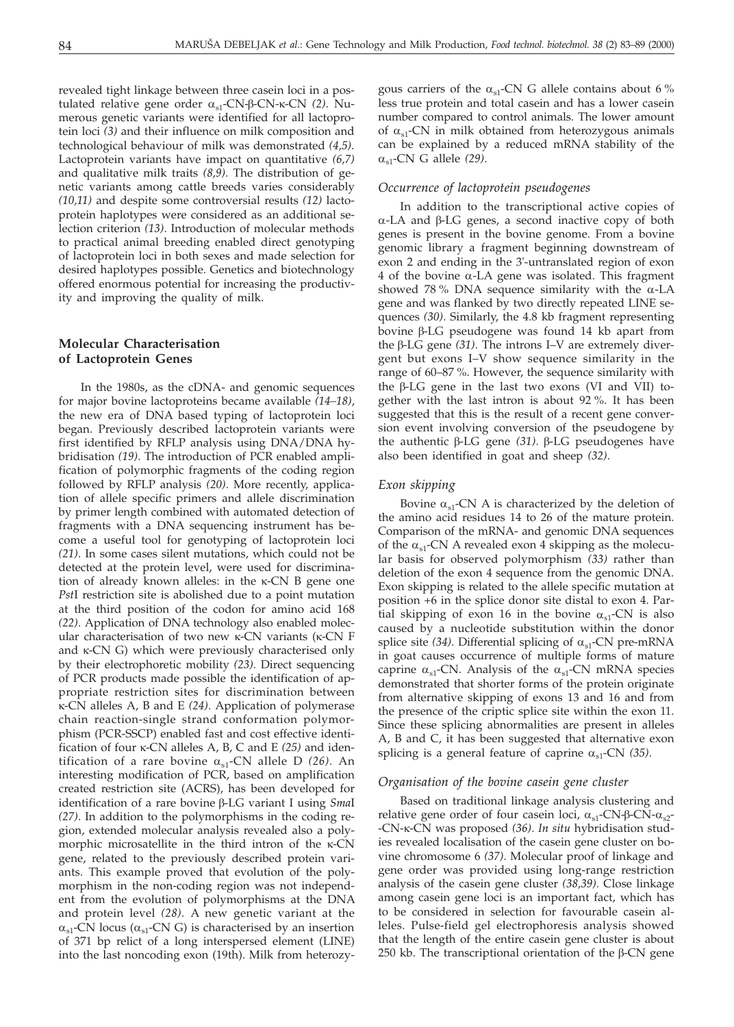revealed tight linkage between three casein loci in a postulated relative gene order $\alpha_{s1}$-CN-$\beta$-CN-$\kappa$-CN *(2)*. Numerous genetic variants were identified for all lactoprotein loci *(3)* and their influence on milk composition and technological behaviour of milk was demonstrated *(4,5)*. Lactoprotein variants have impact on quantitative *(6,7)* and qualitative milk traits *(8,9)*. The distribution of genetic variants among cattle breeds varies considerably *(10,11)* and despite some controversial results *(12)* lactoprotein haplotypes were considered as an additional selection criterion *(13)*. Introduction of molecular methods to practical animal breeding enabled direct genotyping of lactoprotein loci in both sexes and made selection for desired haplotypes possible. Genetics and biotechnology offered enormous potential for increasing the productivity and improving the quality of milk.

## Molecular Characterisation of Lactoprotein Genes

In the 1980s, as the cDNA- and genomic sequences for major bovine lactoproteins became available *(14–18)*, the new era of DNA based typing of lactoprotein loci began. Previously described lactoprotein variants were first identified by RFLP analysis using DNA/DNA hybridisation *(19)*. The introduction of PCR enabled amplification of polymorphic fragments of the coding region followed by RFLP analysis *(20)*. More recently, application of allele specific primers and allele discrimination by primer length combined with automated detection of fragments with a DNA sequencing instrument has become a useful tool for genotyping of lactoprotein loci *(21)*. In some cases silent mutations, which could not be detected at the protein level, were used for discrimination of already known alleles: in the $\kappa$-CN B gene one *Pst*I restriction site is abolished due to a point mutation at the third position of the codon for amino acid 168 *(22)*. Application of DNA technology also enabled molecular characterisation of two new $\kappa$-CN variants ($\kappa$-CN F and $\kappa$-CN G) which were previously characterised only by their electrophoretic mobility *(23)*. Direct sequencing of PCR products made possible the identification of appropriate restriction sites for discrimination between $\kappa$-CN alleles A, B and E *(24)*. Application of polymerase chain reaction-single strand conformation polymorphism (PCR-SSCP) enabled fast and cost effective identification of four $\kappa$-CN alleles A, B, C and E *(25)* and identification of a rare bovine $\alpha_{s1}$-CN allele D *(26)*. An interesting modification of PCR, based on amplification created restriction site (ACRS), has been developed for identification of a rare bovine $\beta$-LG variant I using *Sma*I *(27)*. In addition to the polymorphisms in the coding region, extended molecular analysis revealed also a polymorphic microsatellite in the third intron of the $\kappa$-CN gene, related to the previously described protein variants. This example proved that evolution of the polymorphism in the non-coding region was not independent from the evolution of polymorphisms at the DNA and protein level *(28)*. A new genetic variant at the $\alpha_{s1}$-CN locus ($\alpha_{s1}$-CN G) is characterised by an insertion of 371 bp relict of a long interspersed element (LINE) into the last noncoding exon (19th). Milk from heterozygous carriers of the $\alpha_{s1}$-CN G allele contains about 6 % less true protein and total casein and has a lower casein number compared to control animals. The lower amount of $\alpha_{s1}$-CN in milk obtained from heterozygous animals can be explained by a reduced mRNA stability of the $\alpha_{s1}$-CN G allele *(29)*.

### *Occurrence of lactoprotein pseudogenes*

In addition to the transcriptional active copies of $\alpha$-LA and $\beta$-LG genes, a second inactive copy of both genes is present in the bovine genome. From a bovine genomic library a fragment beginning downstream of exon 2 and ending in the 3'-untranslated region of exon 4 of the bovine $\alpha$-LA gene was isolated. This fragment showed 78 % DNA sequence similarity with the $\alpha$-LA gene and was flanked by two directly repeated LINE sequences *(30)*. Similarly, the 4.8 kb fragment representing bovine $\beta$-LG pseudogene was found 14 kb apart from the $\beta$-LG gene *(31)*. The introns I–V are extremely divergent but exons I–V show sequence similarity in the range of 60–87 %. However, the sequence similarity with the $\beta$-LG gene in the last two exons (VI and VII) together with the last intron is about 92 %. It has been suggested that this is the result of a recent gene conversion event involving conversion of the pseudogene by the authentic $\beta$-LG gene *(31)*. $\beta$-LG pseudogenes have also been identified in goat and sheep *(32)*.

### *Exon skipping*

Bovine $\alpha_{s1}$-CN A is characterized by the deletion of the amino acid residues 14 to 26 of the mature protein. Comparison of the mRNA- and genomic DNA sequences of the $\alpha_{s1}$-CN A revealed exon 4 skipping as the molecular basis for observed polymorphism *(33)* rather than deletion of the exon 4 sequence from the genomic DNA. Exon skipping is related to the allele specific mutation at position +6 in the splice donor site distal to exon 4. Partial skipping of exon 16 in the bovine $\alpha_{s1}$-CN is also caused by a nucleotide substitution within the donor splice site *(34)*. Differential splicing of $\alpha_{s1}$-CN pre-mRNA in goat causes occurrence of multiple forms of mature caprine $\alpha_{s1}$-CN. Analysis of the $\alpha_{s1}$-CN mRNA species demonstrated that shorter forms of the protein originate from alternative skipping of exons 13 and 16 and from the presence of the criptic splice site within the exon 11. Since these splicing abnormalities are present in alleles A, B and C, it has been suggested that alternative exon splicing is a general feature of caprine $\alpha_{s1}$-CN *(35)*.

### *Organisation of the bovine casein gene cluster*

Based on traditional linkage analysis clustering and relative gene order of four casein loci, $\alpha_{s1}$-CN-$\beta$-CN-$\alpha_{s2}$-CN-$\kappa$-CN was proposed *(36)*. *In situ* hybridisation studies revealed localisation of the casein gene cluster on bovine chromosome 6 *(37)*. Molecular proof of linkage and gene order was provided using long-range restriction analysis of the casein gene cluster *(38,39)*. Close linkage among casein gene loci is an important fact, which has to be considered in selection for favourable casein alleles. Pulse-field gel electrophoresis analysis showed that the length of the entire casein gene cluster is about 250 kb. The transcriptional orientation of the $\beta$-CN gene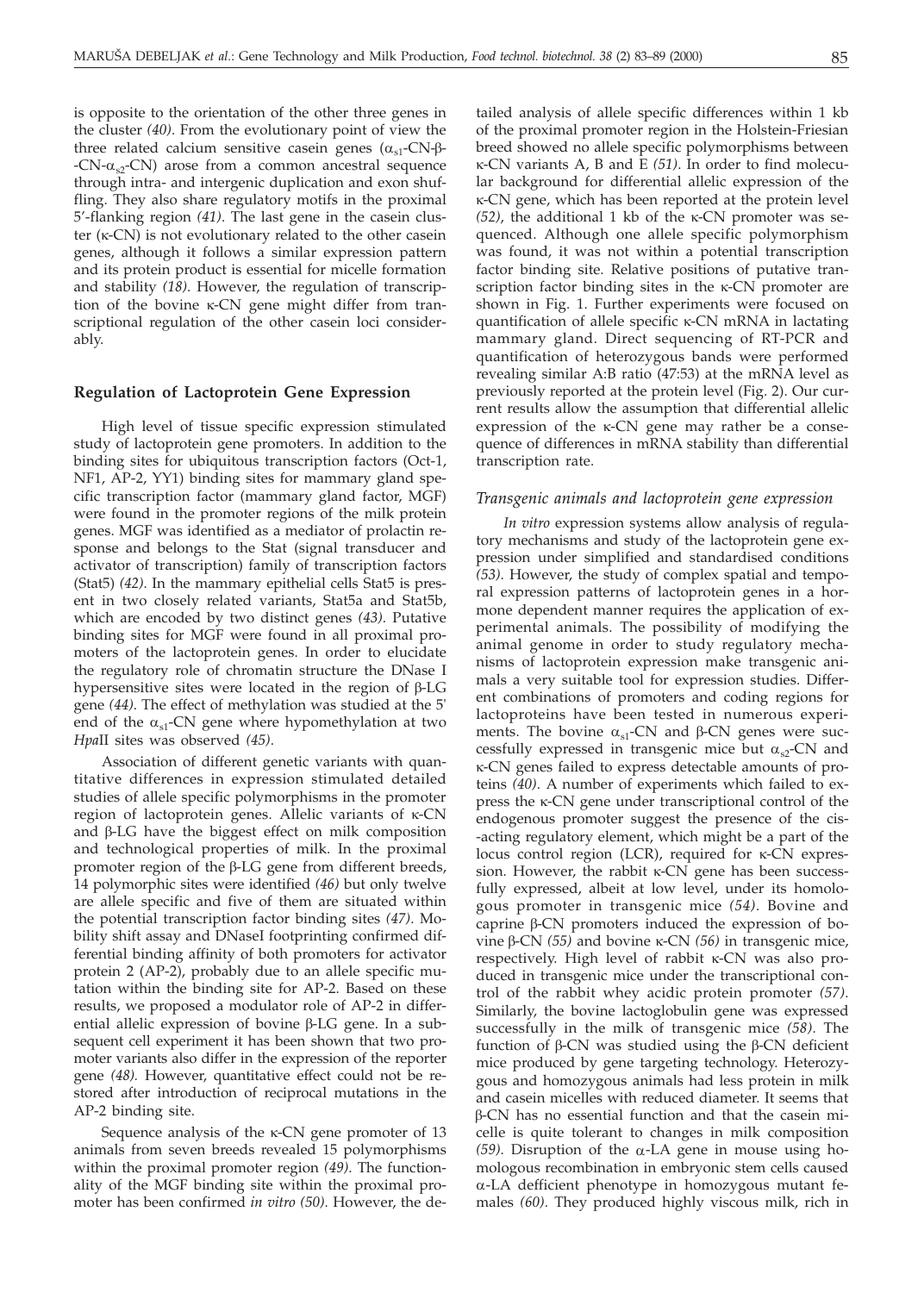is opposite to the orientation of the other three genes in the cluster *(40)*. From the evolutionary point of view the three related calcium sensitive casein genes ($\alpha_{s1}$-CN-β-CN-$\alpha_{s2}$-CN) arose from a common ancestral sequence through intra- and intergenic duplication and exon shuffling. They also share regulatory motifs in the proximal 5′-flanking region *(41)*. The last gene in the casein cluster (κ-CN) is not evolutionary related to the other casein genes, although it follows a similar expression pattern and its protein product is essential for micelle formation and stability *(18)*. However, the regulation of transcription of the bovine κ-CN gene might differ from transcriptional regulation of the other casein loci considerably.

## Regulation of Lactoprotein Gene Expression

High level of tissue specific expression stimulated study of lactoprotein gene promoters. In addition to the binding sites for ubiquitous transcription factors (Oct-1, NF1, AP-2, YY1) binding sites for mammary gland specific transcription factor (mammary gland factor, MGF) were found in the promoter regions of the milk protein genes. MGF was identified as a mediator of prolactin response and belongs to the Stat (signal transducer and activator of transcription) family of transcription factors (Stat5) *(42)*. In the mammary epithelial cells Stat5 is present in two closely related variants, Stat5a and Stat5b, which are encoded by two distinct genes *(43)*. Putative binding sites for MGF were found in all proximal promoters of the lactoprotein genes. In order to elucidate the regulatory role of chromatin structure the DNase I hypersensitive sites were located in the region of β-LG gene *(44)*. The effect of methylation was studied at the 5' end of the $\alpha_{s1}$-CN gene where hypomethylation at two *Hpa*II sites was observed *(45)*.

Association of different genetic variants with quantitative differences in expression stimulated detailed studies of allele specific polymorphisms in the promoter region of lactoprotein genes. Allelic variants of κ-CN and β-LG have the biggest effect on milk composition and technological properties of milk. In the proximal promoter region of the β-LG gene from different breeds, 14 polymorphic sites were identified *(46)* but only twelve are allele specific and five of them are situated within the potential transcription factor binding sites *(47)*. Mobility shift assay and DNaseI footprinting confirmed differential binding affinity of both promoters for activator protein 2 (AP-2), probably due to an allele specific mutation within the binding site for AP-2. Based on these results, we proposed a modulator role of AP-2 in differential allelic expression of bovine β-LG gene. In a subsequent cell experiment it has been shown that two promoter variants also differ in the expression of the reporter gene *(48)*. However, quantitative effect could not be restored after introduction of reciprocal mutations in the AP-2 binding site.

Sequence analysis of the κ-CN gene promoter of 13 animals from seven breeds revealed 15 polymorphisms within the proximal promoter region *(49)*. The functionality of the MGF binding site within the proximal promoter has been confirmed *in vitro (50)*. However, the detailed analysis of allele specific differences within 1 kb of the proximal promoter region in the Holstein-Friesian breed showed no allele specific polymorphisms between κ-CN variants A, B and E *(51)*. In order to find molecular background for differential allelic expression of the κ-CN gene, which has been reported at the protein level *(52)*, the additional 1 kb of the κ-CN promoter was sequenced. Although one allele specific polymorphism was found, it was not within a potential transcription factor binding site. Relative positions of putative transcription factor binding sites in the κ-CN promoter are shown in Fig. 1. Further experiments were focused on quantification of allele specific κ-CN mRNA in lactating mammary gland. Direct sequencing of RT-PCR and quantification of heterozygous bands were performed revealing similar A:B ratio (47:53) at the mRNA level as previously reported at the protein level (Fig. 2). Our current results allow the assumption that differential allelic expression of the κ-CN gene may rather be a consequence of differences in mRNA stability than differential transcription rate.

### *Transgenic animals and lactoprotein gene expression*

*In vitro* expression systems allow analysis of regulatory mechanisms and study of the lactoprotein gene expression under simplified and standardised conditions *(53)*. However, the study of complex spatial and temporal expression patterns of lactoprotein genes in a hormone dependent manner requires the application of experimental animals. The possibility of modifying the animal genome in order to study regulatory mechanisms of lactoprotein expression make transgenic animals a very suitable tool for expression studies. Different combinations of promoters and coding regions for lactoproteins have been tested in numerous experiments. The bovine $\alpha_{s1}$-CN and β-CN genes were successfully expressed in transgenic mice but $\alpha_{s2}$-CN and κ-CN genes failed to express detectable amounts of proteins *(40)*. A number of experiments which failed to express the κ-CN gene under transcriptional control of the endogenous promoter suggest the presence of the cis-acting regulatory element, which might be a part of the locus control region (LCR), required for κ-CN expression. However, the rabbit κ-CN gene has been successfully expressed, albeit at low level, under its homologous promoter in transgenic mice *(54)*. Bovine and caprine β-CN promoters induced the expression of bovine β-CN *(55)* and bovine κ-CN *(56)* in transgenic mice, respectively. High level of rabbit κ-CN was also produced in transgenic mice under the transcriptional control of the rabbit whey acidic protein promoter *(57)*. Similarly, the bovine lactoglobulin gene was expressed successfully in the milk of transgenic mice *(58)*. The function of β-CN was studied using the β-CN deficient mice produced by gene targeting technology. Heterozygous and homozygous animals had less protein in milk and casein micelles with reduced diameter. It seems that β-CN has no essential function and that the casein micelle is quite tolerant to changes in milk composition *(59)*. Disruption of the α-LA gene in mouse using homologous recombination in embryonic stem cells caused α-LA defficient phenotype in homozygous mutant females *(60)*. They produced highly viscous milk, rich in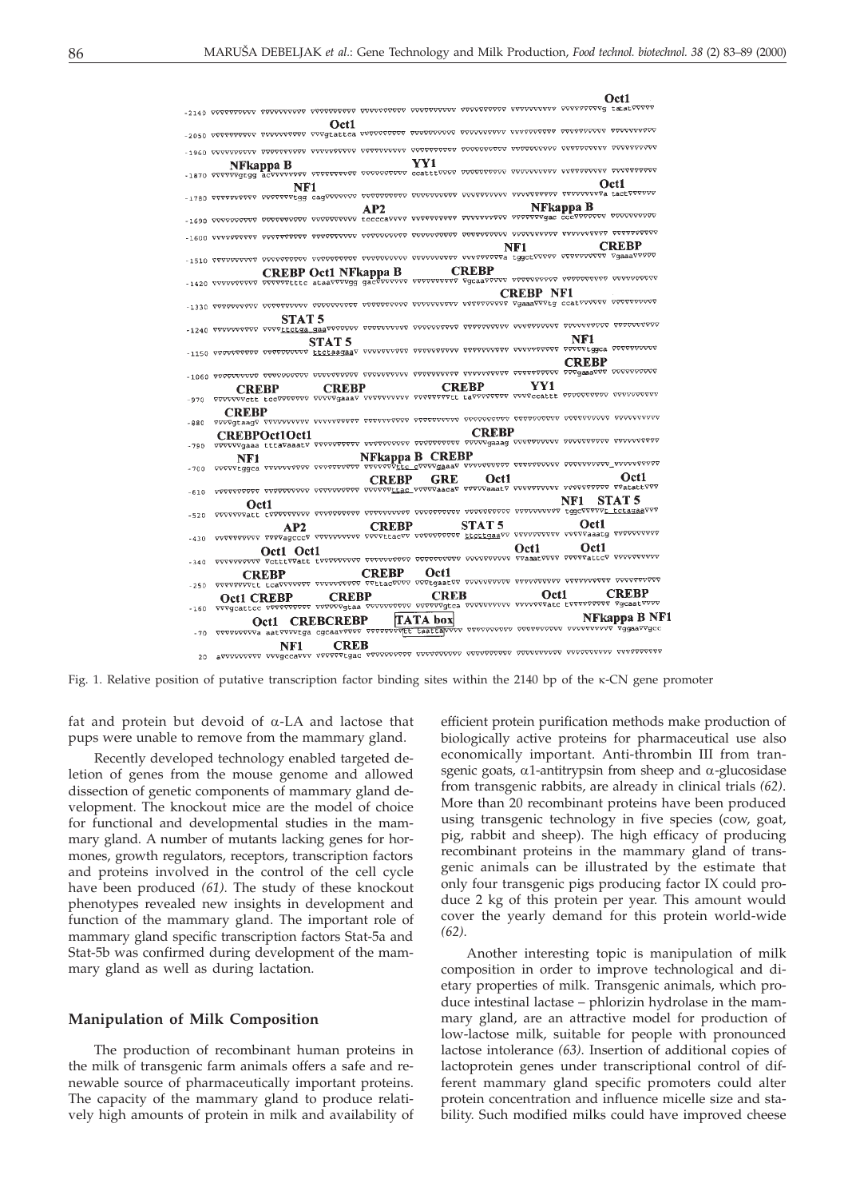Fig. 1. Relative position of putative transcription factor binding sites within the 2140 bp of the κ-CN gene promoter

fat and protein but devoid of α-LA and lactose that pups were unable to remove from the mammary gland.

Recently developed technology enabled targeted deletion of genes from the mouse genome and allowed dissection of genetic components of mammary gland development. The knockout mice are the model of choice for functional and developmental studies in the mammary gland. A number of mutants lacking genes for hormones, growth regulators, receptors, transcription factors and proteins involved in the control of the cell cycle have been produced *(61)*. The study of these knockout phenotypes revealed new insights in development and function of the mammary gland. The important role of mammary gland specific transcription factors Stat-5a and Stat-5b was confirmed during development of the mammary gland as well as during lactation.

## Manipulation of Milk Composition

The production of recombinant human proteins in the milk of transgenic farm animals offers a safe and renewable source of pharmaceutically important proteins. The capacity of the mammary gland to produce relatively high amounts of protein in milk and availability of efficient protein purification methods make production of biologically active proteins for pharmaceutical use also economically important. Anti-thrombin III from transgenic goats, α1-antitrypsin from sheep and α-glucosidase from transgenic rabbits, are already in clinical trials *(62)*. More than 20 recombinant proteins have been produced using transgenic technology in five species (cow, goat, pig, rabbit and sheep). The high efficacy of producing recombinant proteins in the mammary gland of transgenic animals can be illustrated by the estimate that only four transgenic pigs producing factor IX could produce 2 kg of this protein per year. This amount would cover the yearly demand for this protein world-wide *(62)*.

Another interesting topic is manipulation of milk composition in order to improve technological and dietary properties of milk. Transgenic animals, which produce intestinal lactase – phlorizin hydrolase in the mammary gland, are an attractive model for production of low-lactose milk, suitable for people with pronounced lactose intolerance *(63)*. Insertion of additional copies of lactoprotein genes under transcriptional control of different mammary gland specific promoters could alter protein concentration and influence micelle size and stability. Such modified milks could have improved cheese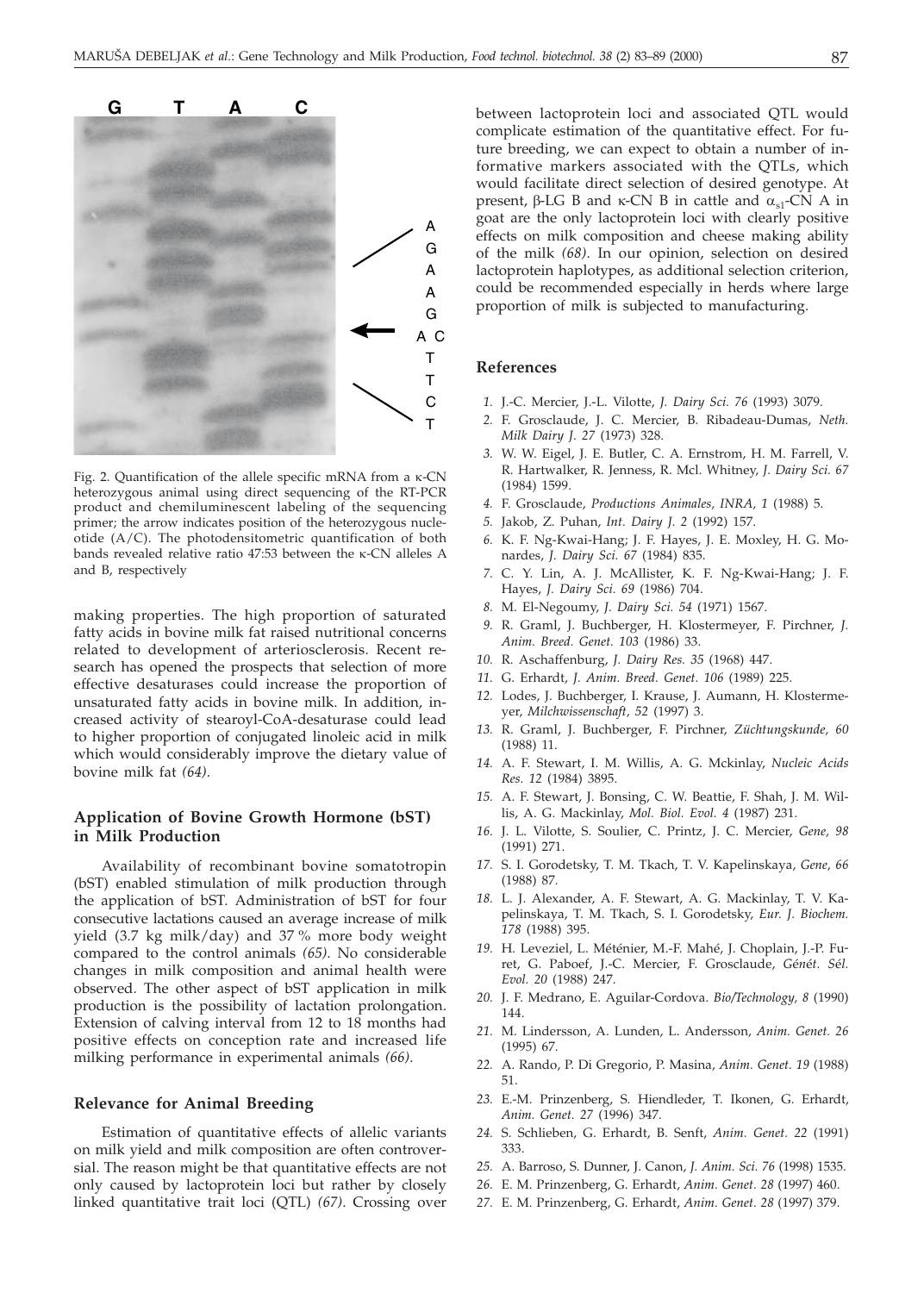Fig. 2. Quantification of the allele specific mRNA from a κ-CN heterozygous animal using direct sequencing of the RT-PCR product and chemiluminescent labeling of the sequencing primer; the arrow indicates position of the heterozygous nucleotide (A/C). The photodensitometric quantification of both bands revealed relative ratio 47:53 between the κ-CN alleles A and B, respectively

making properties. The high proportion of saturated fatty acids in bovine milk fat raised nutritional concerns related to development of arteriosclerosis. Recent research has opened the prospects that selection of more effective desaturases could increase the proportion of unsaturated fatty acids in bovine milk. In addition, increased activity of stearoyl-CoA-desaturase could lead to higher proportion of conjugated linoleic acid in milk which would considerably improve the dietary value of bovine milk fat *(64)*.

## Application of Bovine Growth Hormone (bST) in Milk Production

Availability of recombinant bovine somatotropin (bST) enabled stimulation of milk production through the application of bST. Administration of bST for four consecutive lactations caused an average increase of milk yield (3.7 kg milk/day) and 37 % more body weight compared to the control animals *(65)*. No considerable changes in milk composition and animal health were observed. The other aspect of bST application in milk production is the possibility of lactation prolongation. Extension of calving interval from 12 to 18 months had positive effects on conception rate and increased life milking performance in experimental animals *(66)*.

## Relevance for Animal Breeding

Estimation of quantitative effects of allelic variants on milk yield and milk composition are often controversial. The reason might be that quantitative effects are not only caused by lactoprotein loci but rather by closely linked quantitative trait loci (QTL) *(67)*. Crossing over between lactoprotein loci and associated QTL would complicate estimation of the quantitative effect. For future breeding, we can expect to obtain a number of informative markers associated with the QTLs, which would facilitate direct selection of desired genotype. At present, β-LG B and κ-CN B in cattle and $\alpha_{s1}$-CN A in goat are the only lactoprotein loci with clearly positive effects on milk composition and cheese making ability of the milk *(68)*. In our opinion, selection on desired lactoprotein haplotypes, as additional selection criterion, could be recommended especially in herds where large proportion of milk is subjected to manufacturing.

## References

1. J.-C. Mercier, J.-L. Vilotte, *J. Dairy Sci. 76* (1993) 3079.
2. F. Grosclaude, J. C. Mercier, B. Ribadeau-Dumas, *Neth. Milk Dairy J. 27* (1973) 328.
3. W. W. Eigel, J. E. Butler, C. A. Ernstrom, H. M. Farrell, V. R. Hartwalker, R. Jenness, R. Mcl. Whitney, *J. Dairy Sci. 67* (1984) 1599.
4. F. Grosclaude, *Productions Animales, INRA, 1* (1988) 5.
5. Jakob, Z. Puhan, *Int. Dairy J. 2* (1992) 157.
6. K. F. Ng-Kwai-Hang; J. F. Hayes, J. E. Moxley, H. G. Monardes, *J. Dairy Sci. 67* (1984) 835.
7. C. Y. Lin, A. J. McAllister, K. F. Ng-Kwai-Hang; J. F. Hayes, *J. Dairy Sci. 69* (1986) 704.
8. M. El-Negoumy, *J. Dairy Sci. 54* (1971) 1567.
9. R. Graml, J. Buchberger, H. Klostermeyer, F. Pirchner, *J. Anim. Breed. Genet. 103* (1986) 33.
10. R. Aschaffenburg, *J. Dairy Res. 35* (1968) 447.
11. G. Erhardt, *J. Anim. Breed. Genet. 106* (1989) 225.
12. Lodes, J. Buchberger, I. Krause, J. Aumann, H. Klostermeyer, *Milchwissenschaft, 52* (1997) 3.
13. R. Graml, J. Buchberger, F. Pirchner, *Züchtungskunde, 60* (1988) 11.
14. A. F. Stewart, I. M. Willis, A. G. Mckinlay, *Nucleic Acids Res. 12* (1984) 3895.
15. A. F. Stewart, J. Bonsing, C. W. Beattie, F. Shah, J. M. Willis, A. G. Mackinlay, *Mol. Biol. Evol. 4* (1987) 231.
16. J. L. Vilotte, S. Soulier, C. Printz, J. C. Mercier, *Gene, 98* (1991) 271.
17. S. I. Gorodetsky, T. M. Tkach, T. V. Kapelinskaya, *Gene, 66* (1988) 87.
18. L. J. Alexander, A. F. Stewart, A. G. Mackinlay, T. V. Kapelinskaya, T. M. Tkach, S. I. Gorodetsky, *Eur. J. Biochem. 178* (1988) 395.
19. H. Leveziel, L. Méténier, M.-F. Mahé, J. Choplain, J.-P. Furet, G. Paboef, J.-C. Mercier, F. Grosclaude, *Génét. Sél. Evol. 20* (1988) 247.
20. J. F. Medrano, E. Aguilar-Cordova. *Bio/Technology, 8* (1990) 144.
21. M. Lindersson, A. Lunden, L. Andersson, *Anim. Genet. 26* (1995) 67.
22. A. Rando, P. Di Gregorio, P. Masina, *Anim. Genet. 19* (1988) 51.
23. E.-M. Prinzenberg, S. Hiendleder, T. Ikonen, G. Erhardt, *Anim. Genet. 27* (1996) 347.
24. S. Schlieben, G. Erhardt, B. Senft, *Anim. Genet. 22* (1991) 333.
25. A. Barroso, S. Dunner, J. Canon, *J. Anim. Sci. 76* (1998) 1535.
26. E. M. Prinzenberg, G. Erhardt, *Anim. Genet. 28* (1997) 460.
27. E. M. Prinzenberg, G. Erhardt, *Anim. Genet. 28* (1997) 379.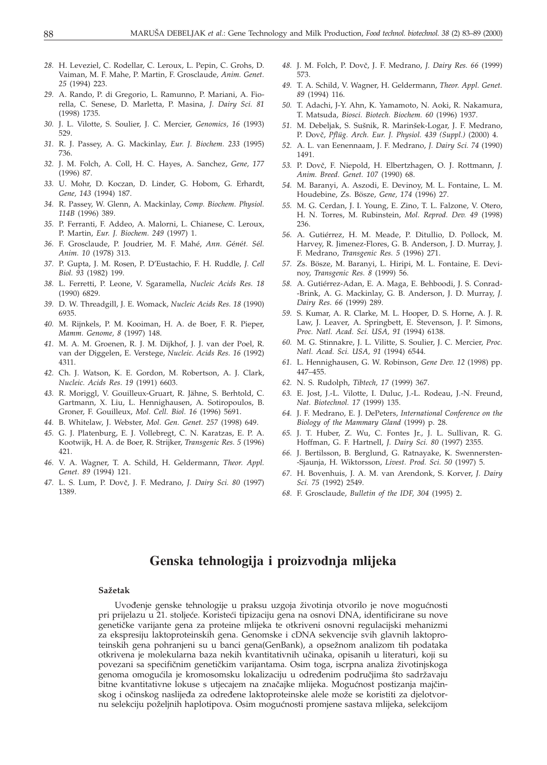28. H. Leveziel, C. Rodellar, C. Leroux, L. Pepin, C. Grohs, D. Vaiman, M. F. Mahe, P. Martin, F. Grosclaude, *Anim. Genet. 25* (1994) 223.
29. A. Rando, P. di Gregorio, L. Ramunno, P. Mariani, A. Fiorella, C. Senese, D. Marletta, P. Masina, *J. Dairy Sci. 81* (1998) 1735.
30. J. L. Vilotte, S. Soulier, J. C. Mercier, *Genomics, 16* (1993) 529.
31. R. J. Passey, A. G. Mackinlay, *Eur. J. Biochem. 233* (1995) 736.
32. J. M. Folch, A. Coll, H. C. Hayes, A. Sanchez, *Gene, 177* (1996) 87.
33. U. Mohr, D. Koczan, D. Linder, G. Hobom, G. Erhardt, *Gene, 143* (1994) 187.
34. R. Passey, W. Glenn, A. Mackinlay, *Comp. Biochem. Physiol. 114B* (1996) 389.
35. P. Ferranti, F. Addeo, A. Malorni, L. Chianese, C. Leroux, P. Martin, *Eur. J. Biochem. 249* (1997) 1.
36. F. Grosclaude, P. Joudrier, M. F. Mahé, *Ann. Génét. Sél. Anim. 10* (1978) 313.
37. P. Gupta, J. M. Rosen, P. D'Eustachio, F. H. Ruddle, *J. Cell Biol. 93* (1982) 199.
38. L. Ferretti, P. Leone, V. Sgaramella, *Nucleic Acids Res. 18* (1990) 6829.
39. D. W. Threadgill, J. E. Womack, *Nucleic Acids Res. 18* (1990) 6935.
40. M. Rijnkels, P. M. Kooiman, H. A. de Boer, F. R. Pieper, *Mamm. Genome, 8* (1997) 148.
41. M. A. M. Groenen, R. J. M. Dijkhof, J. J. van der Poel, R. van der Diggelen, E. Verstege, *Nucleic. Acids Res. 16* (1992) 4311.
42. Ch. J. Watson, K. E. Gordon, M. Robertson, A. J. Clark, *Nucleic. Acids Res. 19* (1991) 6603.
43. R. Moriggl, V. Gouilleux-Gruart, R. Jähne, S. Berhtold, C. Gartmann, X. Liu, L. Hennighausen, A. Sotiropoulos, B. Groner, F. Gouilleux, *Mol. Cell. Biol. 16* (1996) 5691.
44. B. Whitelaw, J. Webster, *Mol. Gen. Genet. 257* (1998) 649.
45. G. J. Platenburg, E. J. Vollebregt, C. N. Karatzas, E. P. A. Kootwijk, H. A. de Boer, R. Strijker, *Transgenic Res. 5* (1996) 421.
46. V. A. Wagner, T. A. Schild, H. Geldermann, *Theor. Appl. Genet. 89* (1994) 121.
47. L. S. Lum, P. Dovč, J. F. Medrano, *J. Dairy Sci. 80* (1997) 1389.
48. J. M. Folch, P. Dovč, J. F. Medrano, *J. Dairy Res. 66* (1999) 573.
49. T. A. Schild, V. Wagner, H. Geldermann, *Theor. Appl. Genet. 89* (1994) 116.
50. T. Adachi, J-Y. Ahn, K. Yamamoto, N. Aoki, R. Nakamura, T. Matsuda, *Biosci. Biotech. Biochem. 60* (1996) 1937.
51. M. Debeljak, S. Sušnik, R. Marinšek-Logar, J. F. Medrano, P. Dovč, *Pflüg. Arch. Eur. J. Physiol. 439 (Suppl.)* (2000) 4.
52. A. L. van Eenennaam, J. F. Medrano, *J. Dairy Sci. 74* (1990) 1491.
53. P. Dovč, F. Niepold, H. Elbertzhagen, O. J. Rottmann, *J. Anim. Breed. Genet. 107* (1990) 68.
54. M. Baranyi, A. Aszodi, E. Devinoy, M. L. Fontaine, L. M. Houdebine, Zs. Bösze, *Gene, 174* (1996) 27.
55. M. G. Cerdan, J. I. Young, E. Zino, T. L. Falzone, V. Otero, H. N. Torres, M. Rubinstein, *Mol. Reprod. Dev. 49* (1998) 236.
56. A. Gutiérrez, H. M. Meade, P. Ditullio, D. Pollock, M. Harvey, R. Jimenez-Flores, G. B. Anderson, J. D. Murray, J. F. Medrano, *Transgenic Res. 5* (1996) 271.
57. Zs. Bösze, M. Baranyi, L. Hiripi, M. L. Fontaine, E. Devinoy, *Transgenic Res. 8* (1999) 56.
58. A. Gutiérrez-Adan, E. A. Maga, E. Behboodi, J. S. Conrad-Brink, A. G. Mackinlay, G. B. Anderson, J. D. Murray, *J. Dairy Res. 66* (1999) 289.
59. S. Kumar, A. R. Clarke, M. L. Hooper, D. S. Horne, A. J. R. Law, J. Leaver, A. Springbett, E. Stevenson, J. P. Simons, *Proc. Natl. Acad. Sci. USA, 91* (1994) 6138.
60. M. G. Stinnakre, J. L. Vilitte, S. Soulier, J. C. Mercier, *Proc. Natl. Acad. Sci. USA, 91* (1994) 6544.
61. L. Hennighausen, G. W. Robinson, *Gene Dev. 12* (1998) pp. 447–455.
62. N. S. Rudolph, *Tibtech, 17* (1999) 367.
63. E. Jost, J.-L. Vilotte, I. Duluc, J.-L. Rodeau, J.-N. Freund, *Nat. Biotechnol. 17* (1999) 135.
64. J. F. Medrano, E. J. DePeters, *International Conference on the Biology of the Mammary Gland* (1999) p. 28.
65. J. T. Huber, Z. Wu, C. Fontes Jr., J. L. Sullivan, R. G. Hoffman, G. F. Hartnell, *J. Dairy Sci. 80* (1997) 2355.
66. J. Bertilsson, B. Berglund, G. Ratnayake, K. Swennersten-Sjaunja, H. Wiktorsson, *Livest. Prod. Sci. 50* (1997) 5.
67. H. Bovenhuis, J. A. M. van Arendonk, S. Korver, *J. Dairy Sci. 75* (1992) 2549.
68. F. Grosclaude, *Bulletin of the IDF, 304* (1995) 2.

# Genska tehnologija i proizvodnja mlijeka

### Sažetak

Uvođenje genske tehnologije u praksu uzgoja životinja otvorilo je nove mogućnosti pri prijelazu u 21. stoljeće. Koristeći tipizaciju gena na osnovi DNA, identificirane su nove genetičke varijante gena za proteine mlijeka te otkriveni osnovni regulacijski mehanizmi za ekspresiju laktoproteinskih gena. Genomske i cDNA sekvencije svih glavnih laktoproteinskih gena pohranjeni su u banci gena(GenBank), a opsežnom analizom tih podataka otkrivena je molekularna baza nekih kvantitativnih učinaka, opisanih u literaturi, koji su povezani sa specifičnim genetičkim varijantama. Osim toga, iscrpna analiza životinjskoga genoma omogućila je kromosomsku lokalizaciju u određenim područjima što sadržavaju bitne kvantitativne lokuse s utjecajem na značajke mlijeka. Mogućnost postizanja majčinskog i očinskog naslijeđa za određene laktoproteinske alele može se koristiti za djelotvornu selekciju poželjnih haplotipova. Osim mogućnosti promjene sastava mlijeka, selekcijom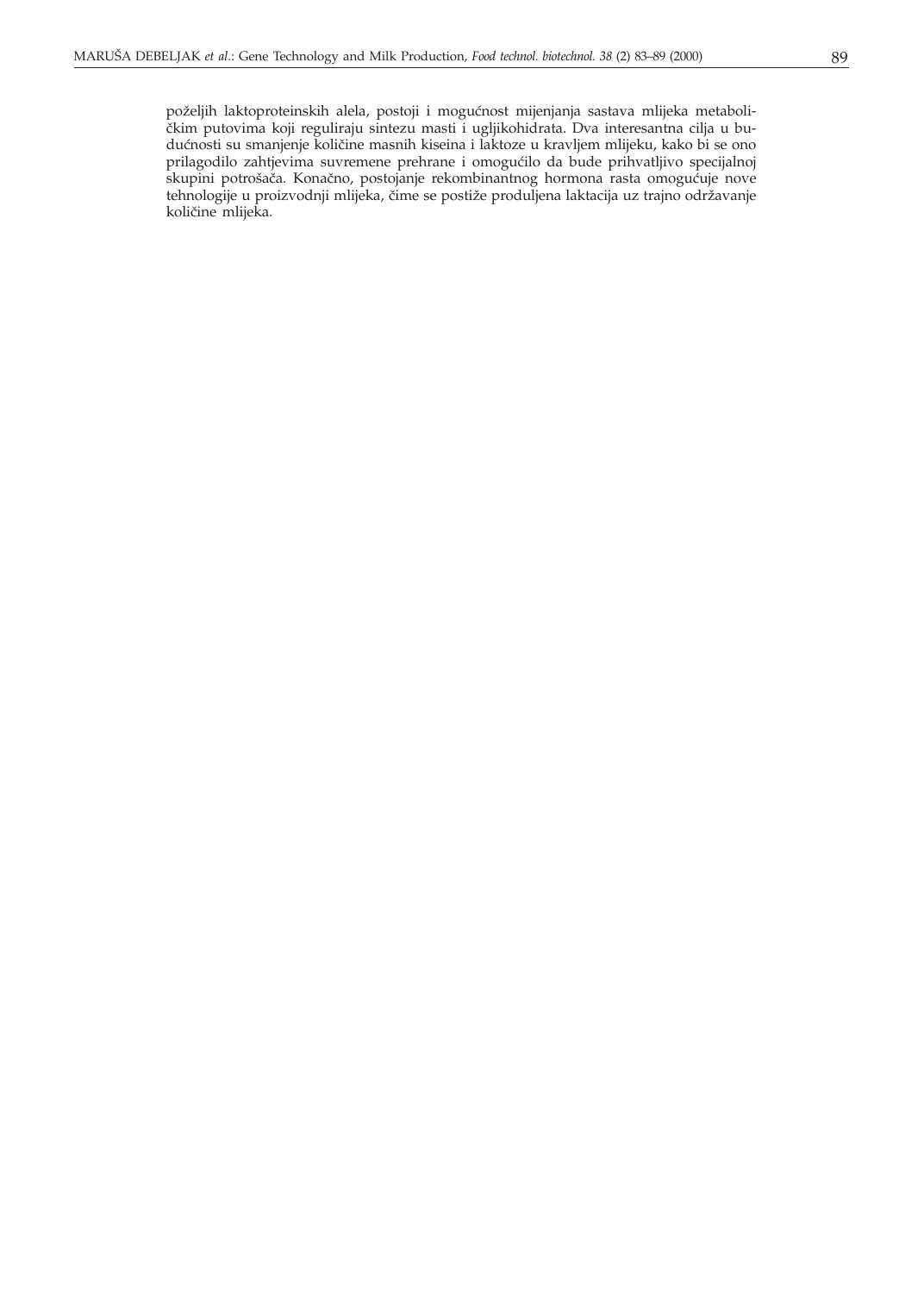poželjih laktoproteinskih alela, postoji i mogućnost mijenjanja sastava mlijeka metaboličkim putovima koji reguliraju sintezu masti i ugljikohidrata. Dva interesantna cilja u budućnosti su smanjenje količine masnih kiseina i laktoze u kravljem mlijeku, kako bi se ono prilagodilo zahtjevima suvremene prehrane i omogućilo da bude prihvatljivo specijalnoj skupini potrošača. Konačno, postojanje rekombinantnog hormona rasta omogućuje nove tehnologije u proizvodnji mlijeka, čime se postiže produljena laktacija uz trajno održavanje količine mlijeka.